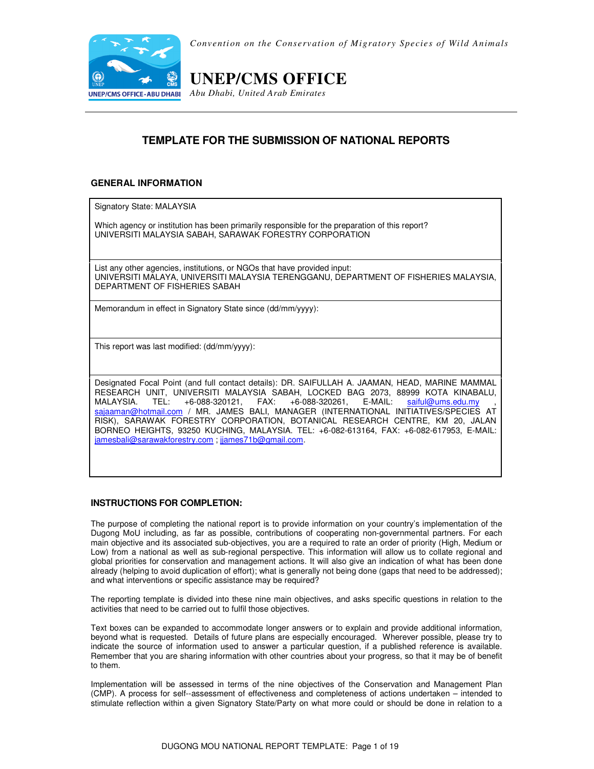*Convention on the Conservation of Migratory Species of Wild Animals*

# UNEP/CMS OFFICE

*Abu Dhabi, United Arab Emirates*

## TEMPLATE FOR THE SUBMISSION OF NATIONAL REPORTS

### GENERAL INFORMATION

| |
|---|
| Signatory State: MALAYSIA<br><br>Which agency or institution has been primarily responsible for the preparation of this report?<br>UNIVERSITI MALAYSIA SABAH, SARAWAK FORESTRY CORPORATION |
| List any other agencies, institutions, or NGOs that have provided input:<br>UNIVERSITI MALAYA, UNIVERSITI MALAYSIA TERENGGANU, DEPARTMENT OF FISHERIES MALAYSIA, DEPARTMENT OF FISHERIES SABAH |
| Memorandum in effect in Signatory State since (dd/mm/yyyy): |
| This report was last modified: (dd/mm/yyyy): |
| Designated Focal Point (and full contact details): DR. SAIFULLAH A. JAAMAN, HEAD, MARINE MAMMAL RESEARCH UNIT, UNIVERSITI MALAYSIA SABAH, LOCKED BAG 2073, 88999 KOTA KINABALU, MALAYSIA. TEL: +6-088-320121, FAX: +6-088-320261, E-MAIL: saiful@ums.edu.my , sajaaman@hotmail.com / MR. JAMES BALI, MANAGER (INTERNATIONAL INITIATIVES/SPECIES AT RISK), SARAWAK FORESTRY CORPORATION, BOTANICAL RESEARCH CENTRE, KM 20, JALAN BORNEO HEIGHTS, 93250 KUCHING, MALAYSIA. TEL: +6-082-613164, FAX: +6-082-617953, E-MAIL: jamesbali@sarawakforestry.com ; jjames71b@gmail.com. |

### INSTRUCTIONS FOR COMPLETION:

The purpose of completing the national report is to provide information on your country's implementation of the Dugong MoU including, as far as possible, contributions of cooperating non-governmental partners. For each main objective and its associated sub-objectives, you are a required to rate an order of priority (High, Medium or Low) from a national as well as sub-regional perspective. This information will allow us to collate regional and global priorities for conservation and management actions. It will also give an indication of what has been done already (helping to avoid duplication of effort); what is generally not being done (gaps that need to be addressed); and what interventions or specific assistance may be required?

The reporting template is divided into these nine main objectives, and asks specific questions in relation to the activities that need to be carried out to fulfil those objectives.

Text boxes can be expanded to accommodate longer answers or to explain and provide additional information, beyond what is requested. Details of future plans are especially encouraged. Wherever possible, please try to indicate the source of information used to answer a particular question, if a published reference is available. Remember that you are sharing information with other countries about your progress, so that it may be of benefit to them.

Implementation will be assessed in terms of the nine objectives of the Conservation and Management Plan (CMP). A process for self--assessment of effectiveness and completeness of actions undertaken – intended to stimulate reflection within a given Signatory State/Party on what more could or should be done in relation to a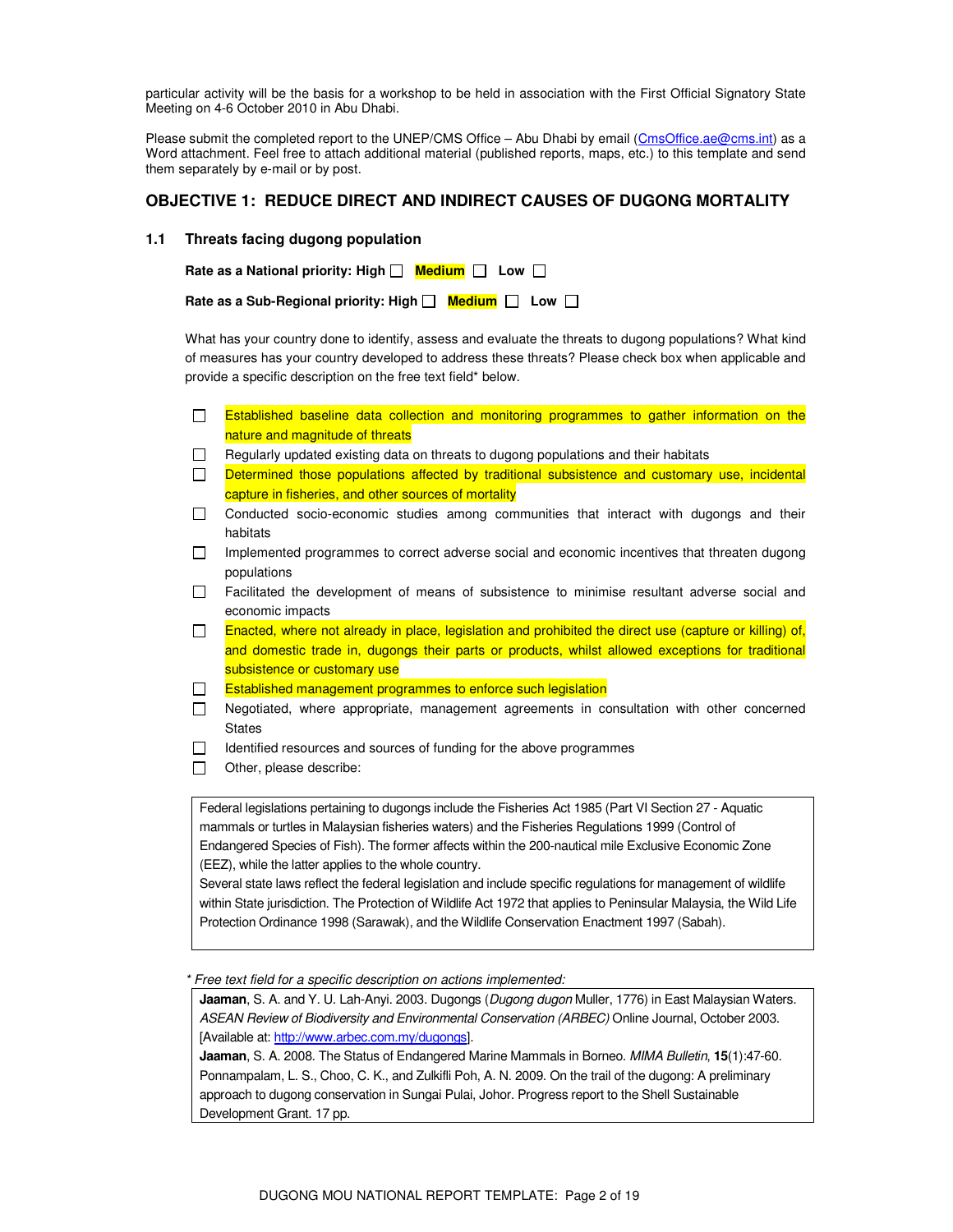particular activity will be the basis for a workshop to be held in association with the First Official Signatory State Meeting on 4-6 October 2010 in Abu Dhabi.

Please submit the completed report to the UNEP/CMS Office – Abu Dhabi by email (CmsOffice.ae@cms.int) as a Word attachment. Feel free to attach additional material (published reports, maps, etc.) to this template and send them separately by e-mail or by post.

## OBJECTIVE 1: REDUCE DIRECT AND INDIRECT CAUSES OF DUGONG MORTALITY

### 1.1 Threats facing dugong population

**Rate as a National priority: High ☐ Medium ☐ Low ☐**

**Rate as a Sub-Regional priority: High ☐ Medium ☐ Low ☐**

What has your country done to identify, assess and evaluate the threats to dugong populations? What kind of measures has your country developed to address these threats? Please check box when applicable and provide a specific description on the free text field* below.

- ☐ Established baseline data collection and monitoring programmes to gather information on the nature and magnitude of threats
- ☐ Regularly updated existing data on threats to dugong populations and their habitats
- ☐ Determined those populations affected by traditional subsistence and customary use, incidental capture in fisheries, and other sources of mortality
- ☐ Conducted socio-economic studies among communities that interact with dugongs and their habitats
- ☐ Implemented programmes to correct adverse social and economic incentives that threaten dugong populations
- ☐ Facilitated the development of means of subsistence to minimise resultant adverse social and economic impacts
- ☐ Enacted, where not already in place, legislation and prohibited the direct use (capture or killing) of, and domestic trade in, dugongs their parts or products, whilst allowed exceptions for traditional subsistence or customary use
- ☐ Established management programmes to enforce such legislation
- ☐ Negotiated, where appropriate, management agreements in consultation with other concerned States
- ☐ Identified resources and sources of funding for the above programmes
- ☐ Other, please describe:

Federal legislations pertaining to dugongs include the Fisheries Act 1985 (Part VI Section 27 - Aquatic mammals or turtles in Malaysian fisheries waters) and the Fisheries Regulations 1999 (Control of Endangered Species of Fish). The former affects within the 200-nautical mile Exclusive Economic Zone (EEZ), while the latter applies to the whole country.
Several state laws reflect the federal legislation and include specific regulations for management of wildlife within State jurisdiction. The Protection of Wildlife Act 1972 that applies to Peninsular Malaysia, the Wild Life Protection Ordinance 1998 (Sarawak), and the Wildlife Conservation Enactment 1997 (Sabah).

*\* Free text field for a specific description on actions implemented:*

**Jaaman**, S. A. and Y. U. Lah-Anyi. 2003. Dugongs (*Dugong dugon* Muller, 1776) in East Malaysian Waters. *ASEAN Review of Biodiversity and Environmental Conservation (ARBEC)* Online Journal, October 2003. [Available at: http://www.arbec.com.my/dugongs].
**Jaaman**, S. A. 2008. The Status of Endangered Marine Mammals in Borneo. *MIMA Bulletin*, **15**(1):47-60.
Ponnampalam, L. S., Choo, C. K., and Zulkifli Poh, A. N. 2009. On the trail of the dugong: A preliminary approach to dugong conservation in Sungai Pulai, Johor. Progress report to the Shell Sustainable Development Grant. 17 pp.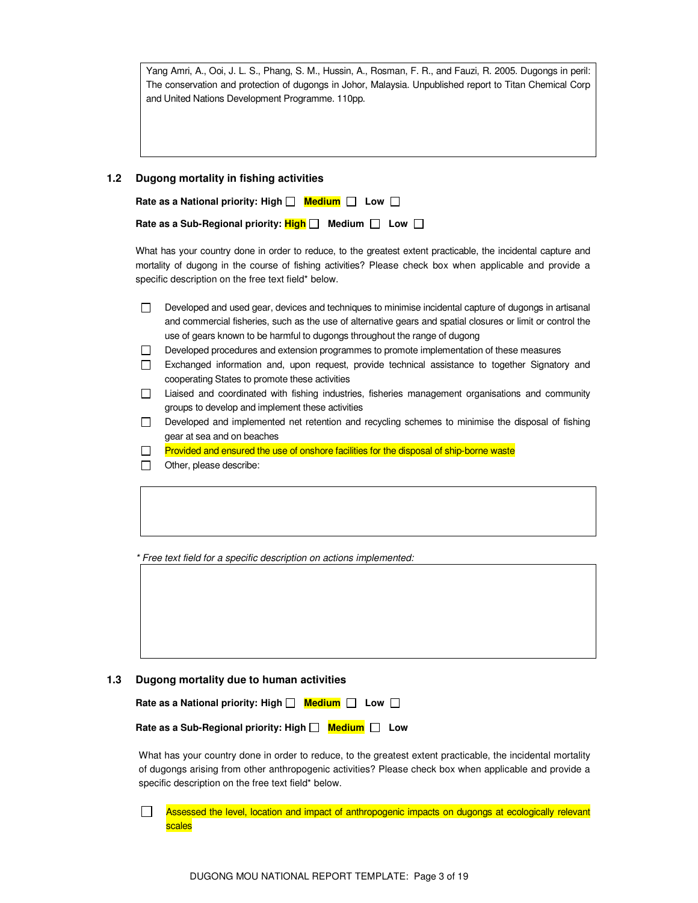Yang Amri, A., Ooi, J. L. S., Phang, S. M., Hussin, A., Rosman, F. R., and Fauzi, R. 2005. Dugongs in peril: The conservation and protection of dugongs in Johor, Malaysia. Unpublished report to Titan Chemical Corp and United Nations Development Programme. 110pp.

### 1.2 Dugong mortality in fishing activities

**Rate as a National priority: High ☐ Medium ☐ Low ☐**

**Rate as a Sub-Regional priority: High ☐ Medium ☐ Low ☐**

What has your country done in order to reduce, to the greatest extent practicable, the incidental capture and mortality of dugong in the course of fishing activities? Please check box when applicable and provide a specific description on the free text field* below.

- ☐ Developed and used gear, devices and techniques to minimise incidental capture of dugongs in artisanal and commercial fisheries, such as the use of alternative gears and spatial closures or limit or control the use of gears known to be harmful to dugongs throughout the range of dugong
- ☐ Developed procedures and extension programmes to promote implementation of these measures
- ☐ Exchanged information and, upon request, provide technical assistance to together Signatory and cooperating States to promote these activities
- ☐ Liaised and coordinated with fishing industries, fisheries management organisations and community groups to develop and implement these activities
- ☐ Developed and implemented net retention and recycling schemes to minimise the disposal of fishing gear at sea and on beaches
- ☐ Provided and ensured the use of onshore facilities for the disposal of ship-borne waste
- ☐ Other, please describe:

*\* Free text field for a specific description on actions implemented:*

### 1.3 Dugong mortality due to human activities

**Rate as a National priority: High ☐ Medium ☐ Low ☐**

**Rate as a Sub-Regional priority: High ☐ Medium ☐ Low**

What has your country done in order to reduce, to the greatest extent practicable, the incidental mortality of dugongs arising from other anthropogenic activities? Please check box when applicable and provide a specific description on the free text field* below.

- ☐ Assessed the level, location and impact of anthropogenic impacts on dugongs at ecologically relevant scales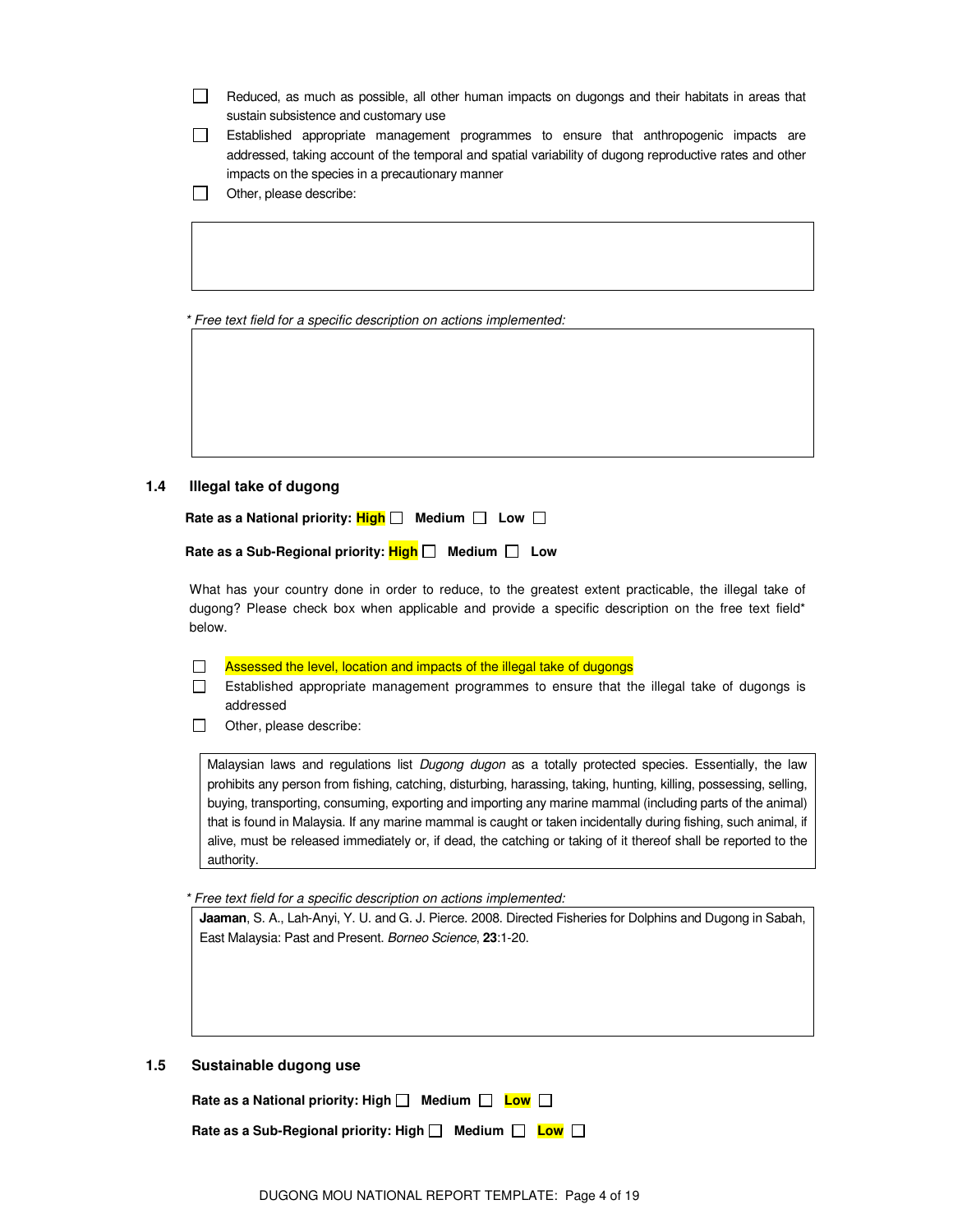- [ ] Reduced, as much as possible, all other human impacts on dugongs and their habitats in areas that sustain subsistence and customary use
- [ ] Established appropriate management programmes to ensure that anthropogenic impacts are addressed, taking account of the temporal and spatial variability of dugong reproductive rates and other impacts on the species in a precautionary manner
- [ ] Other, please describe:

*\* Free text field for a specific description on actions implemented:*

### 1.4 Illegal take of dugong

**Rate as a National priority: High ☐ Medium ☐ Low ☐**

**Rate as a Sub-Regional priority: High ☐ Medium ☐ Low**

What has your country done in order to reduce, to the greatest extent practicable, the illegal take of dugong? Please check box when applicable and provide a specific description on the free text field* below.

- [ ] Assessed the level, location and impacts of the illegal take of dugongs
- [ ] Established appropriate management programmes to ensure that the illegal take of dugongs is addressed
- [ ] Other, please describe:

Malaysian laws and regulations list *Dugong dugon* as a totally protected species. Essentially, the law prohibits any person from fishing, catching, disturbing, harassing, taking, hunting, killing, possessing, selling, buying, transporting, consuming, exporting and importing any marine mammal (including parts of the animal) that is found in Malaysia. If any marine mammal is caught or taken incidentally during fishing, such animal, if alive, must be released immediately or, if dead, the catching or taking of it thereof shall be reported to the authority.

*\* Free text field for a specific description on actions implemented:*

**Jaaman**, S. A., Lah-Anyi, Y. U. and G. J. Pierce. 2008. Directed Fisheries for Dolphins and Dugong in Sabah, East Malaysia: Past and Present. *Borneo Science*, **23**:1-20.

### 1.5 Sustainable dugong use

**Rate as a National priority: High ☐ Medium ☐ Low ☐**

**Rate as a Sub-Regional priority: High ☐ Medium ☐ Low ☐**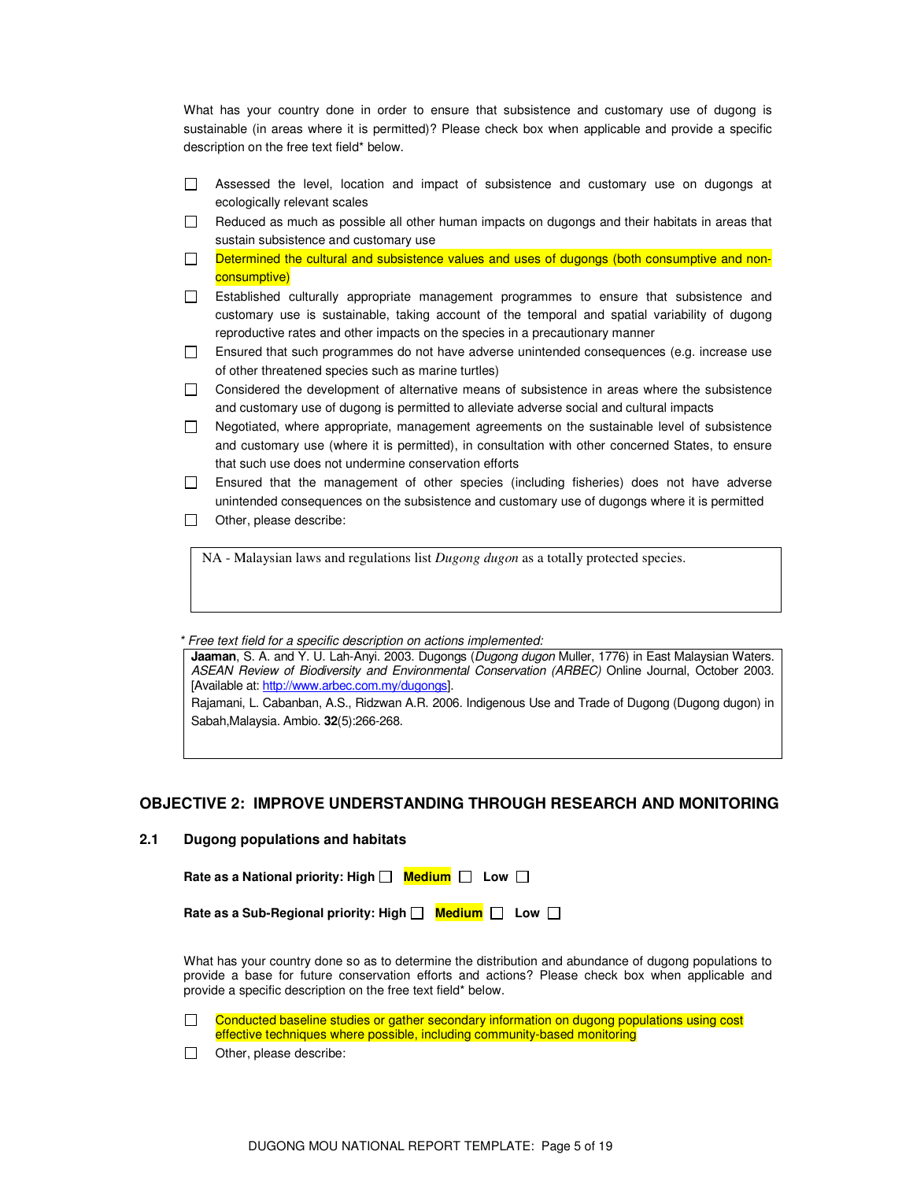What has your country done in order to ensure that subsistence and customary use of dugong is sustainable (in areas where it is permitted)? Please check box when applicable and provide a specific description on the free text field* below.

- ☐ Assessed the level, location and impact of subsistence and customary use on dugongs at ecologically relevant scales
- ☐ Reduced as much as possible all other human impacts on dugongs and their habitats in areas that sustain subsistence and customary use
- ☐ Determined the cultural and subsistence values and uses of dugongs (both consumptive and non-consumptive)
- ☐ Established culturally appropriate management programmes to ensure that subsistence and customary use is sustainable, taking account of the temporal and spatial variability of dugong reproductive rates and other impacts on the species in a precautionary manner
- ☐ Ensured that such programmes do not have adverse unintended consequences (e.g. increase use of other threatened species such as marine turtles)
- ☐ Considered the development of alternative means of subsistence in areas where the subsistence and customary use of dugong is permitted to alleviate adverse social and cultural impacts
- ☐ Negotiated, where appropriate, management agreements on the sustainable level of subsistence and customary use (where it is permitted), in consultation with other concerned States, to ensure that such use does not undermine conservation efforts
- ☐ Ensured that the management of other species (including fisheries) does not have adverse unintended consequences on the subsistence and customary use of dugongs where it is permitted
- ☐ Other, please describe:

| NA - Malaysian laws and regulations list *Dugong dugon* as a totally protected species. |
|---|

*\* Free text field for a specific description on actions implemented:*

| **Jaaman**, S. A. and Y. U. Lah-Anyi. 2003. Dugongs (*Dugong dugon* Muller, 1776) in East Malaysian Waters. *ASEAN Review of Biodiversity and Environmental Conservation (ARBEC)* Online Journal, October 2003. [Available at: http://www.arbec.com.my/dugongs]. <br> Rajamani, L. Cabanban, A.S., Ridzwan A.R. 2006. Indigenous Use and Trade of Dugong (Dugong dugon) in Sabah,Malaysia. Ambio. **32**(5):266-268. |
|---|

## OBJECTIVE 2: IMPROVE UNDERSTANDING THROUGH RESEARCH AND MONITORING

### 2.1 Dugong populations and habitats

**Rate as a National priority: High ☐ Medium ☐ Low ☐**

**Rate as a Sub-Regional priority: High ☐ Medium ☐ Low ☐**

What has your country done so as to determine the distribution and abundance of dugong populations to provide a base for future conservation efforts and actions? Please check box when applicable and provide a specific description on the free text field* below.

- ☐ Conducted baseline studies or gather secondary information on dugong populations using cost effective techniques where possible, including community-based monitoring
- ☐ Other, please describe: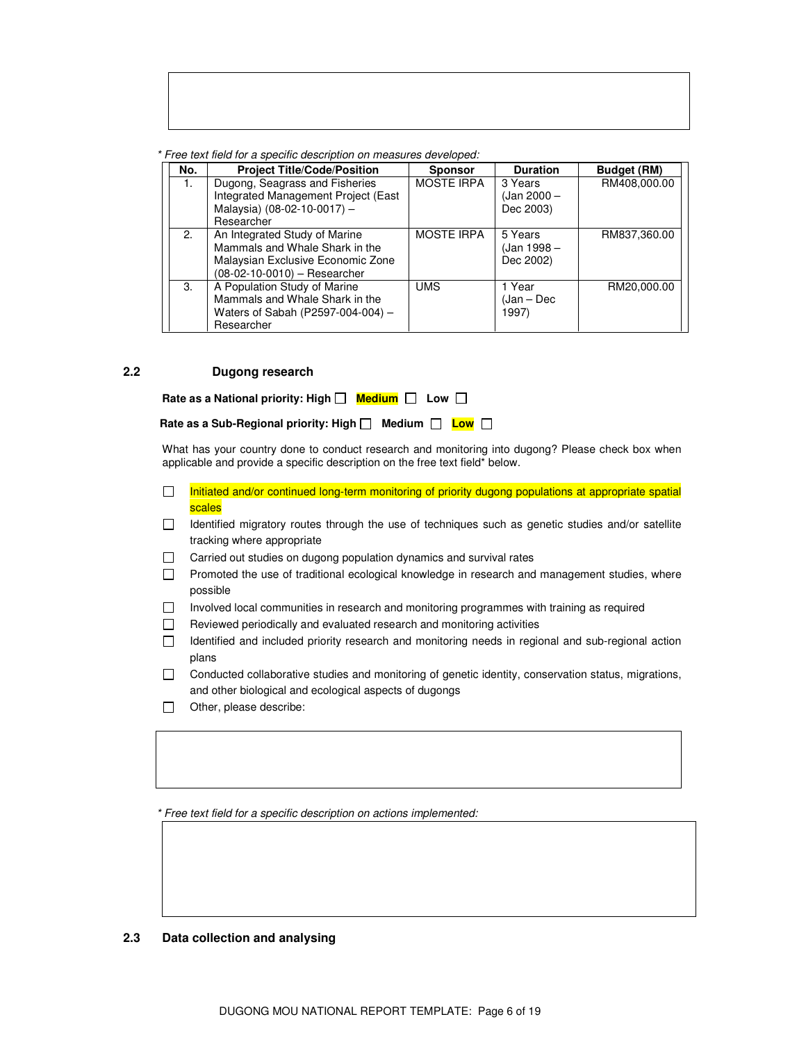*\* Free text field for a specific description on measures developed:*

| No. | Project Title/Code/Position | Sponsor | Duration | Budget (RM) |
|---|---|---|---|---|
| 1. | Dugong, Seagrass and Fisheries Integrated Management Project (East Malaysia) (08-02-10-0017) – Researcher | MOSTE IRPA | 3 Years (Jan 2000 – Dec 2003) | RM408,000.00 |
| 2. | An Integrated Study of Marine Mammals and Whale Shark in the Malaysian Exclusive Economic Zone (08-02-10-0010) – Researcher | MOSTE IRPA | 5 Years (Jan 1998 – Dec 2002) | RM837,360.00 |
| 3. | A Population Study of Marine Mammals and Whale Shark in the Waters of Sabah (P2597-004-004) – Researcher | UMS | 1 Year (Jan – Dec 1997) | RM20,000.00 |

## 2.2 Dugong research

**Rate as a National priority: High ☐ Medium ☐ Low ☐**

**Rate as a Sub-Regional priority: High ☐ Medium ☐ Low ☐**

What has your country done to conduct research and monitoring into dugong? Please check box when applicable and provide a specific description on the free text field* below.

- ☐ Initiated and/or continued long-term monitoring of priority dugong populations at appropriate spatial scales
- ☐ Identified migratory routes through the use of techniques such as genetic studies and/or satellite tracking where appropriate
- ☐ Carried out studies on dugong population dynamics and survival rates
- ☐ Promoted the use of traditional ecological knowledge in research and management studies, where possible
- ☐ Involved local communities in research and monitoring programmes with training as required
- ☐ Reviewed periodically and evaluated research and monitoring activities
- ☐ Identified and included priority research and monitoring needs in regional and sub-regional action plans
- ☐ Conducted collaborative studies and monitoring of genetic identity, conservation status, migrations, and other biological and ecological aspects of dugongs
- ☐ Other, please describe:

*\* Free text field for a specific description on actions implemented:*

## 2.3 Data collection and analysing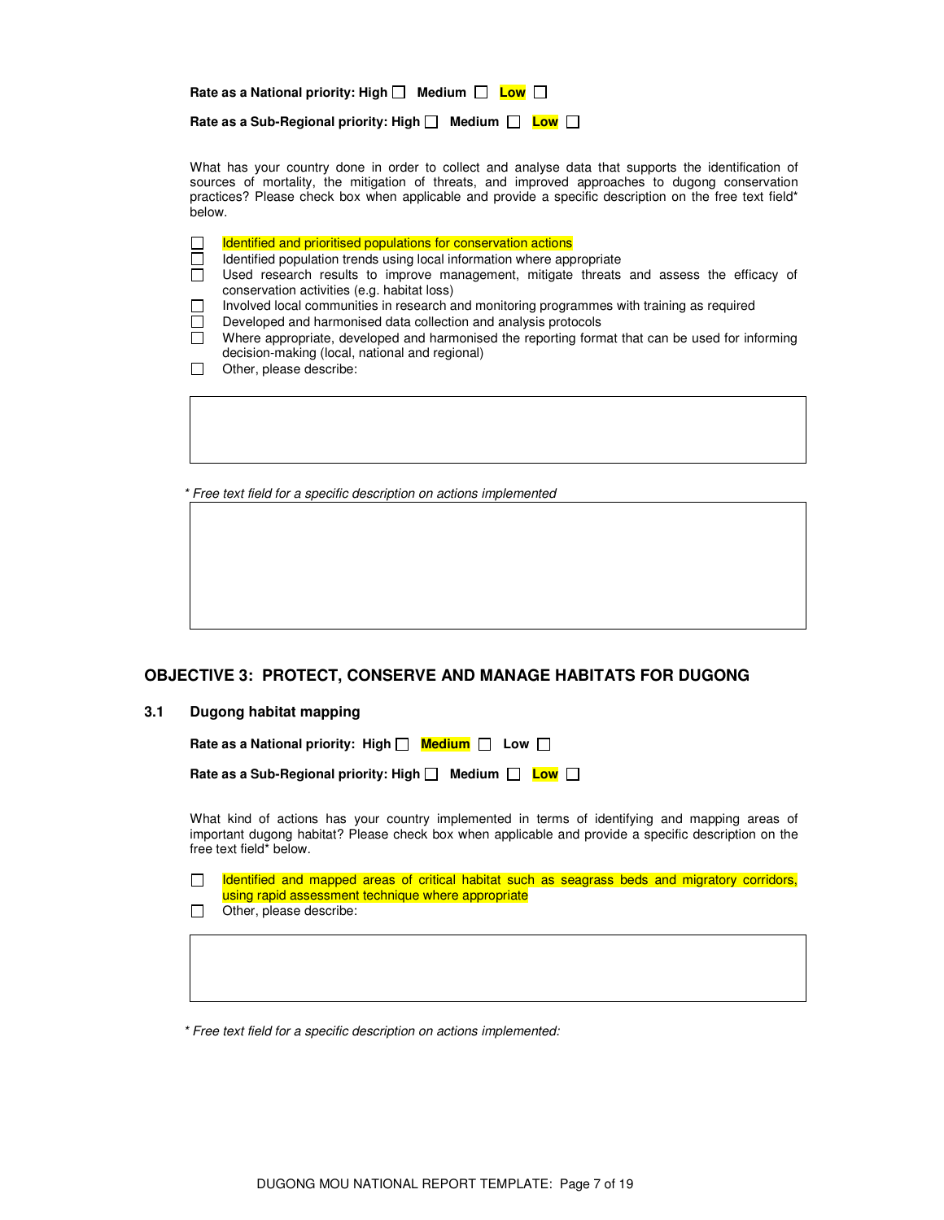**Rate as a National priority: High ☐ Medium ☐ Low ☐**

**Rate as a Sub-Regional priority: High ☐ Medium ☐ Low ☐**

What has your country done in order to collect and analyse data that supports the identification of sources of mortality, the mitigation of threats, and improved approaches to dugong conservation practices? Please check box when applicable and provide a specific description on the free text field* below.

- ☐ Identified and prioritised populations for conservation actions
- ☐ Identified population trends using local information where appropriate
- ☐ Used research results to improve management, mitigate threats and assess the efficacy of conservation activities (e.g. habitat loss)
- ☐ Involved local communities in research and monitoring programmes with training as required
- ☐ Developed and harmonised data collection and analysis protocols
- ☐ Where appropriate, developed and harmonised the reporting format that can be used for informing decision-making (local, national and regional)
- ☐ Other, please describe:

*\* Free text field for a specific description on actions implemented*

## OBJECTIVE 3: PROTECT, CONSERVE AND MANAGE HABITATS FOR DUGONG

### 3.1 Dugong habitat mapping

**Rate as a National priority: High ☐ Medium ☐ Low ☐**

**Rate as a Sub-Regional priority: High ☐ Medium ☐ Low ☐**

What kind of actions has your country implemented in terms of identifying and mapping areas of important dugong habitat? Please check box when applicable and provide a specific description on the free text field* below.

- ☐ Identified and mapped areas of critical habitat such as seagrass beds and migratory corridors, using rapid assessment technique where appropriate
- ☐ Other, please describe:

*\* Free text field for a specific description on actions implemented:*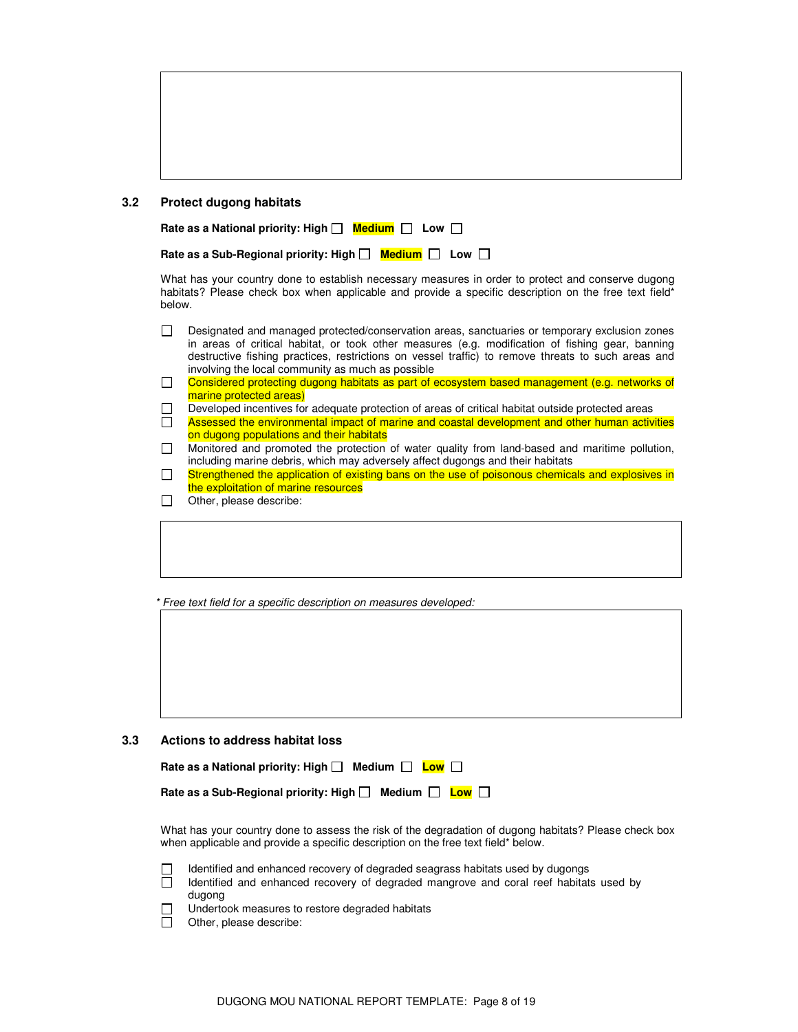### 3.2 Protect dugong habitats

**Rate as a National priority: High ☐ Medium ☐ Low ☐**

**Rate as a Sub-Regional priority: High ☐ Medium ☐ Low ☐**

What has your country done to establish necessary measures in order to protect and conserve dugong habitats? Please check box when applicable and provide a specific description on the free text field* below.

- ☐ Designated and managed protected/conservation areas, sanctuaries or temporary exclusion zones in areas of critical habitat, or took other measures (e.g. modification of fishing gear, banning destructive fishing practices, restrictions on vessel traffic) to remove threats to such areas and involving the local community as much as possible
- ☐ Considered protecting dugong habitats as part of ecosystem based management (e.g. networks of marine protected areas)
- ☐ Developed incentives for adequate protection of areas of critical habitat outside protected areas
- ☐ Assessed the environmental impact of marine and coastal development and other human activities on dugong populations and their habitats
- ☐ Monitored and promoted the protection of water quality from land-based and maritime pollution, including marine debris, which may adversely affect dugongs and their habitats
- ☐ Strengthened the application of existing bans on the use of poisonous chemicals and explosives in the exploitation of marine resources
- ☐ Other, please describe:

*\* Free text field for a specific description on measures developed:*

### 3.3 Actions to address habitat loss

**Rate as a National priority: High ☐ Medium ☐ Low ☐**

**Rate as a Sub-Regional priority: High ☐ Medium ☐ Low ☐**

What has your country done to assess the risk of the degradation of dugong habitats? Please check box when applicable and provide a specific description on the free text field* below.

- ☐ Identified and enhanced recovery of degraded seagrass habitats used by dugongs
- ☐ Identified and enhanced recovery of degraded mangrove and coral reef habitats used by dugong
- ☐ Undertook measures to restore degraded habitats
- ☐ Other, please describe: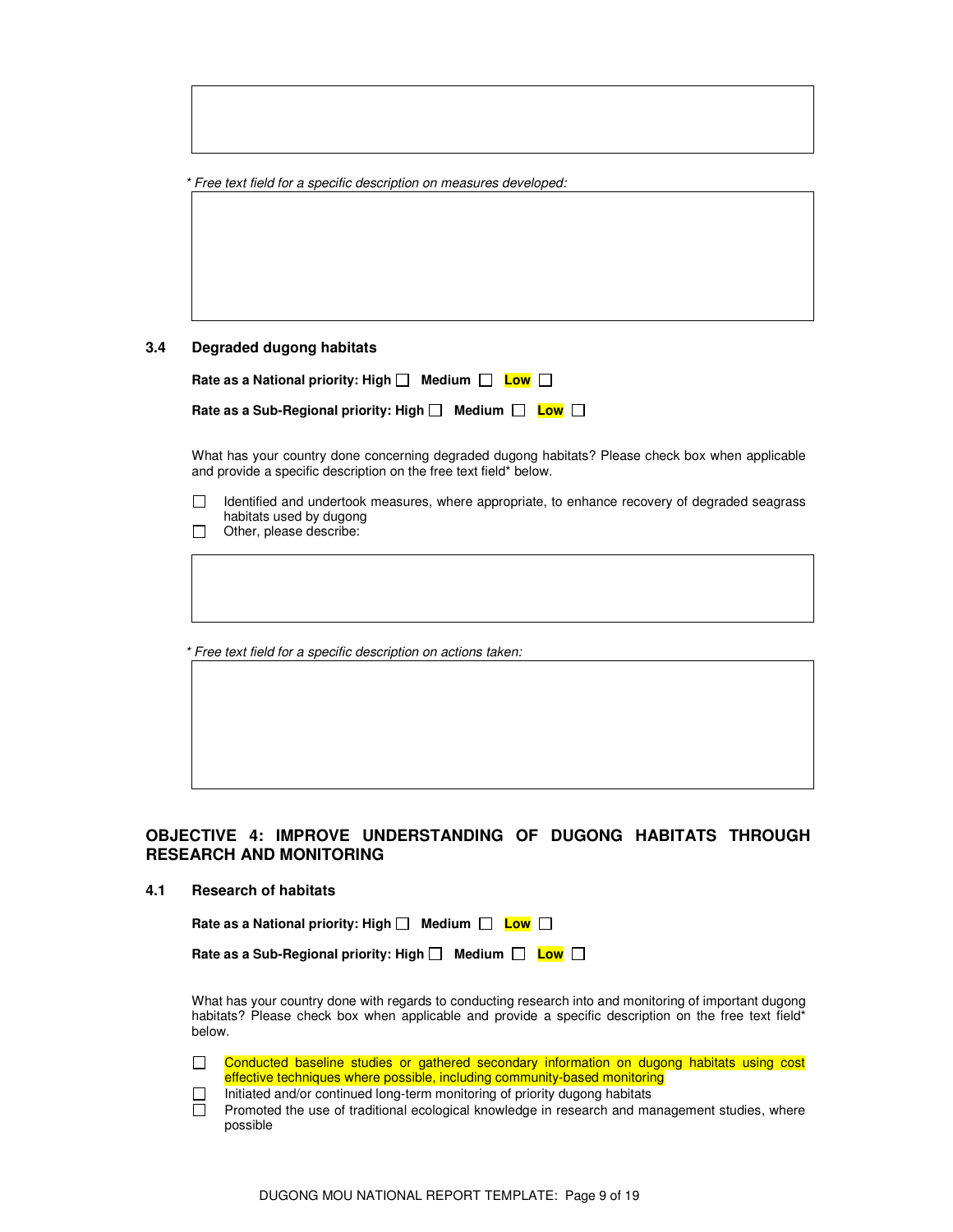* *Free text field for a specific description on measures developed:*

### 3.4 Degraded dugong habitats

**Rate as a National priority: High ☐ Medium ☐ Low ☐**

**Rate as a Sub-Regional priority: High ☐ Medium ☐ Low ☐**

What has your country done concerning degraded dugong habitats? Please check box when applicable and provide a specific description on the free text field* below.

- ☐ Identified and undertook measures, where appropriate, to enhance recovery of degraded seagrass habitats used by dugong
- ☐ Other, please describe:

* *Free text field for a specific description on actions taken:*

## OBJECTIVE 4: IMPROVE UNDERSTANDING OF DUGONG HABITATS THROUGH RESEARCH AND MONITORING

### 4.1 Research of habitats

**Rate as a National priority: High ☐ Medium ☐ Low ☐**

**Rate as a Sub-Regional priority: High ☐ Medium ☐ Low ☐**

What has your country done with regards to conducting research into and monitoring of important dugong habitats? Please check box when applicable and provide a specific description on the free text field* below.

- ☐ Conducted baseline studies or gathered secondary information on dugong habitats using cost effective techniques where possible, including community-based monitoring
- ☐ Initiated and/or continued long-term monitoring of priority dugong habitats
- ☐ Promoted the use of traditional ecological knowledge in research and management studies, where possible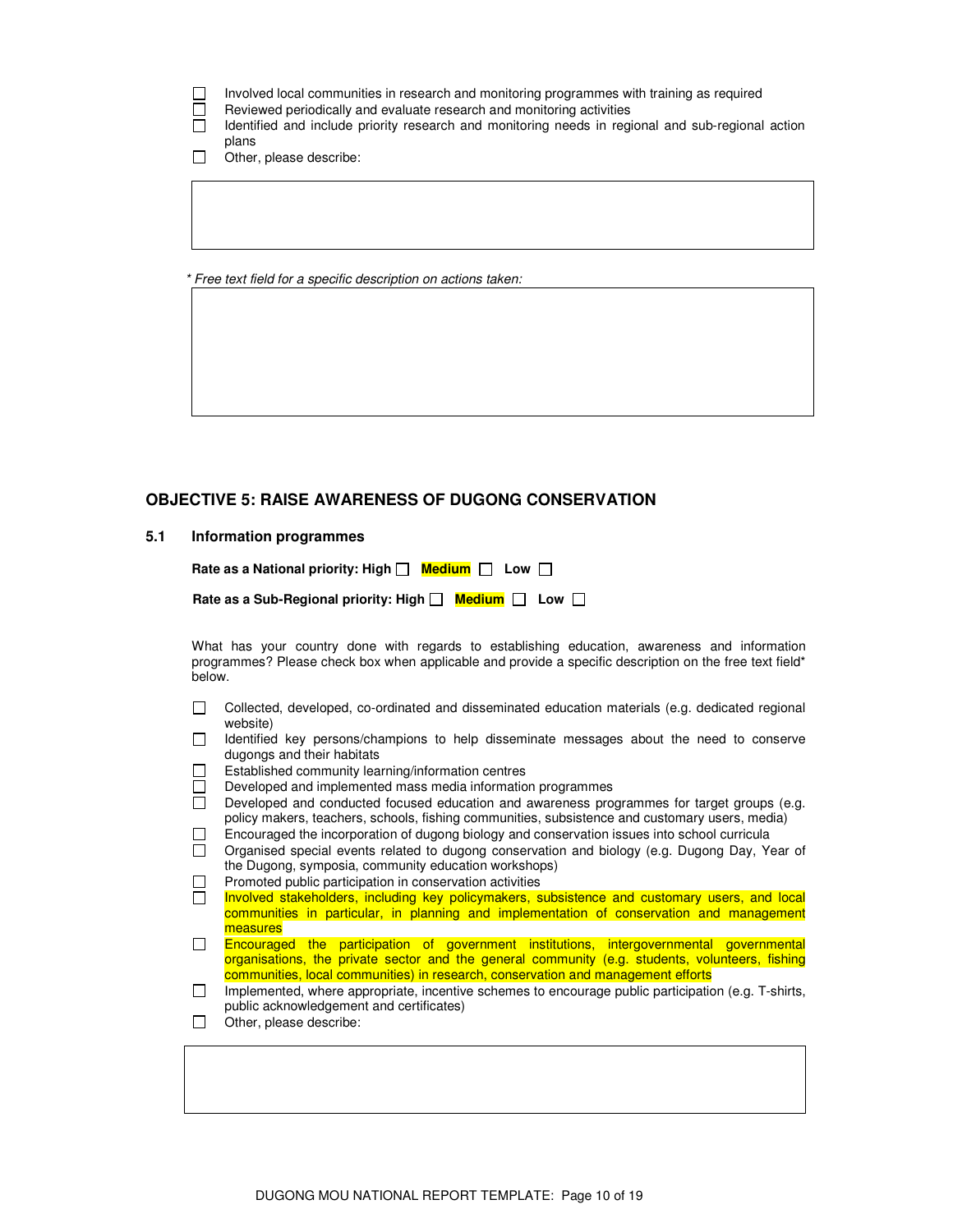- ☐ Involved local communities in research and monitoring programmes with training as required
- ☐ Reviewed periodically and evaluate research and monitoring activities
- ☐ Identified and include priority research and monitoring needs in regional and sub-regional action plans
- ☐ Other, please describe:

|  |
|---|
|  |

*\* Free text field for a specific description on actions taken:*

|  |
|---|
|  |

## OBJECTIVE 5: RAISE AWARENESS OF DUGONG CONSERVATION

### 5.1 Information programmes

**Rate as a National priority: High ☐ Medium ☐ Low ☐**

**Rate as a Sub-Regional priority: High ☐ Medium ☐ Low ☐**

What has your country done with regards to establishing education, awareness and information programmes? Please check box when applicable and provide a specific description on the free text field* below.

- ☐ Collected, developed, co-ordinated and disseminated education materials (e.g. dedicated regional website)
- ☐ Identified key persons/champions to help disseminate messages about the need to conserve dugongs and their habitats
- ☐ Established community learning/information centres
- ☐ Developed and implemented mass media information programmes
- ☐ Developed and conducted focused education and awareness programmes for target groups (e.g. policy makers, teachers, schools, fishing communities, subsistence and customary users, media)
- ☐ Encouraged the incorporation of dugong biology and conservation issues into school curricula
- ☐ Organised special events related to dugong conservation and biology (e.g. Dugong Day, Year of the Dugong, symposia, community education workshops)
- ☐ Promoted public participation in conservation activities
- ☐ Involved stakeholders, including key policymakers, subsistence and customary users, and local communities in particular, in planning and implementation of conservation and management measures
- ☐ Encouraged the participation of government institutions, intergovernmental governmental organisations, the private sector and the general community (e.g. students, volunteers, fishing communities, local communities) in research, conservation and management efforts
- ☐ Implemented, where appropriate, incentive schemes to encourage public participation (e.g. T-shirts, public acknowledgement and certificates)
- ☐ Other, please describe:

|  |
|---|
|  |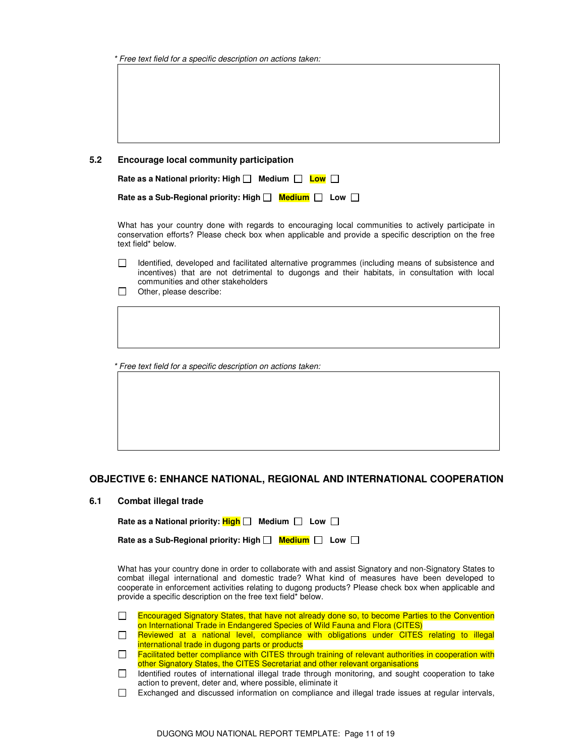*\* Free text field for a specific description on actions taken:*

| |
|---|
| |

### 5.2 Encourage local community participation

**Rate as a National priority: High ☐ Medium ☐ Low ☐**

**Rate as a Sub-Regional priority: High ☐ Medium ☐ Low ☐**

What has your country done with regards to encouraging local communities to actively participate in conservation efforts? Please check box when applicable and provide a specific description on the free text field* below.

- ☐ Identified, developed and facilitated alternative programmes (including means of subsistence and incentives) that are not detrimental to dugongs and their habitats, in consultation with local communities and other stakeholders
- ☐ Other, please describe:

| |
|---|
| |

*\* Free text field for a specific description on actions taken:*

| |
|---|
| |

## OBJECTIVE 6: ENHANCE NATIONAL, REGIONAL AND INTERNATIONAL COOPERATION

### 6.1 Combat illegal trade

**Rate as a National priority: High ☐ Medium ☐ Low ☐**

**Rate as a Sub-Regional priority: High ☐ Medium ☐ Low ☐**

What has your country done in order to collaborate with and assist Signatory and non-Signatory States to combat illegal international and domestic trade? What kind of measures have been developed to cooperate in enforcement activities relating to dugong products? Please check box when applicable and provide a specific description on the free text field* below.

- ☐ Encouraged Signatory States, that have not already done so, to become Parties to the Convention on International Trade in Endangered Species of Wild Fauna and Flora (CITES)
- ☐ Reviewed at a national level, compliance with obligations under CITES relating to illegal international trade in dugong parts or products
- ☐ Facilitated better compliance with CITES through training of relevant authorities in cooperation with other Signatory States, the CITES Secretariat and other relevant organisations
- ☐ Identified routes of international illegal trade through monitoring, and sought cooperation to take action to prevent, deter and, where possible, eliminate it
- ☐ Exchanged and discussed information on compliance and illegal trade issues at regular intervals,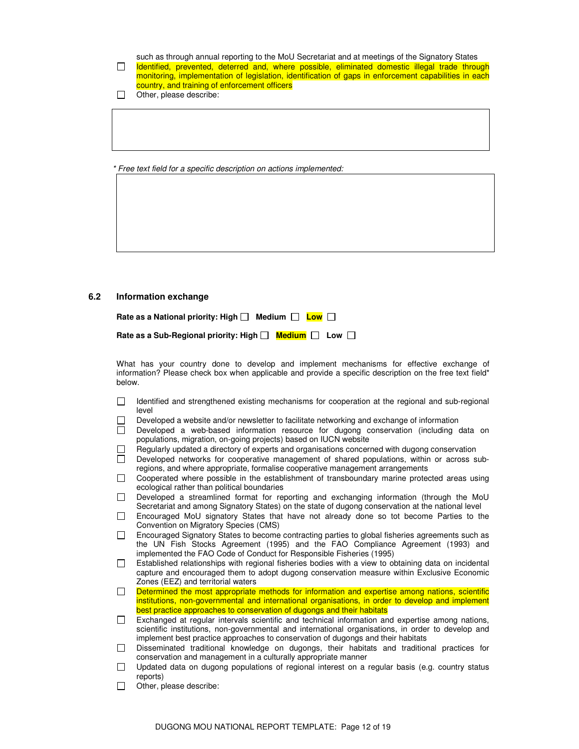such as through annual reporting to the MoU Secretariat and at meetings of the Signatory States

- ☐ Identified, prevented, deterred and, where possible, eliminated domestic illegal trade through monitoring, implementation of legislation, identification of gaps in enforcement capabilities in each country, and training of enforcement officers
- ☐ Other, please describe:

*\* Free text field for a specific description on actions implemented:*

## 6.2 Information exchange

**Rate as a National priority: High ☐ Medium ☐ Low ☐**

**Rate as a Sub-Regional priority: High ☐ Medium ☐ Low ☐**

What has your country done to develop and implement mechanisms for effective exchange of information? Please check box when applicable and provide a specific description on the free text field* below.

- ☐ Identified and strengthened existing mechanisms for cooperation at the regional and sub-regional level
- ☐ Developed a website and/or newsletter to facilitate networking and exchange of information
- ☐ Developed a web-based information resource for dugong conservation (including data on populations, migration, on-going projects) based on IUCN website
- ☐ Regularly updated a directory of experts and organisations concerned with dugong conservation
- ☐ Developed networks for cooperative management of shared populations, within or across sub-regions, and where appropriate, formalise cooperative management arrangements
- ☐ Cooperated where possible in the establishment of transboundary marine protected areas using ecological rather than political boundaries
- ☐ Developed a streamlined format for reporting and exchanging information (through the MoU Secretariat and among Signatory States) on the state of dugong conservation at the national level
- ☐ Encouraged MoU signatory States that have not already done so tot become Parties to the Convention on Migratory Species (CMS)
- ☐ Encouraged Signatory States to become contracting parties to global fisheries agreements such as the UN Fish Stocks Agreement (1995) and the FAO Compliance Agreement (1993) and implemented the FAO Code of Conduct for Responsible Fisheries (1995)
- ☐ Established relationships with regional fisheries bodies with a view to obtaining data on incidental capture and encouraged them to adopt dugong conservation measure within Exclusive Economic Zones (EEZ) and territorial waters
- ☐ Determined the most appropriate methods for information and expertise among nations, scientific institutions, non-governmental and international organisations, in order to develop and implement best practice approaches to conservation of dugongs and their habitats
- ☐ Exchanged at regular intervals scientific and technical information and expertise among nations, scientific institutions, non-governmental and international organisations, in order to develop and implement best practice approaches to conservation of dugongs and their habitats
- ☐ Disseminated traditional knowledge on dugongs, their habitats and traditional practices for conservation and management in a culturally appropriate manner
- ☐ Updated data on dugong populations of regional interest on a regular basis (e.g. country status reports)
- ☐ Other, please describe: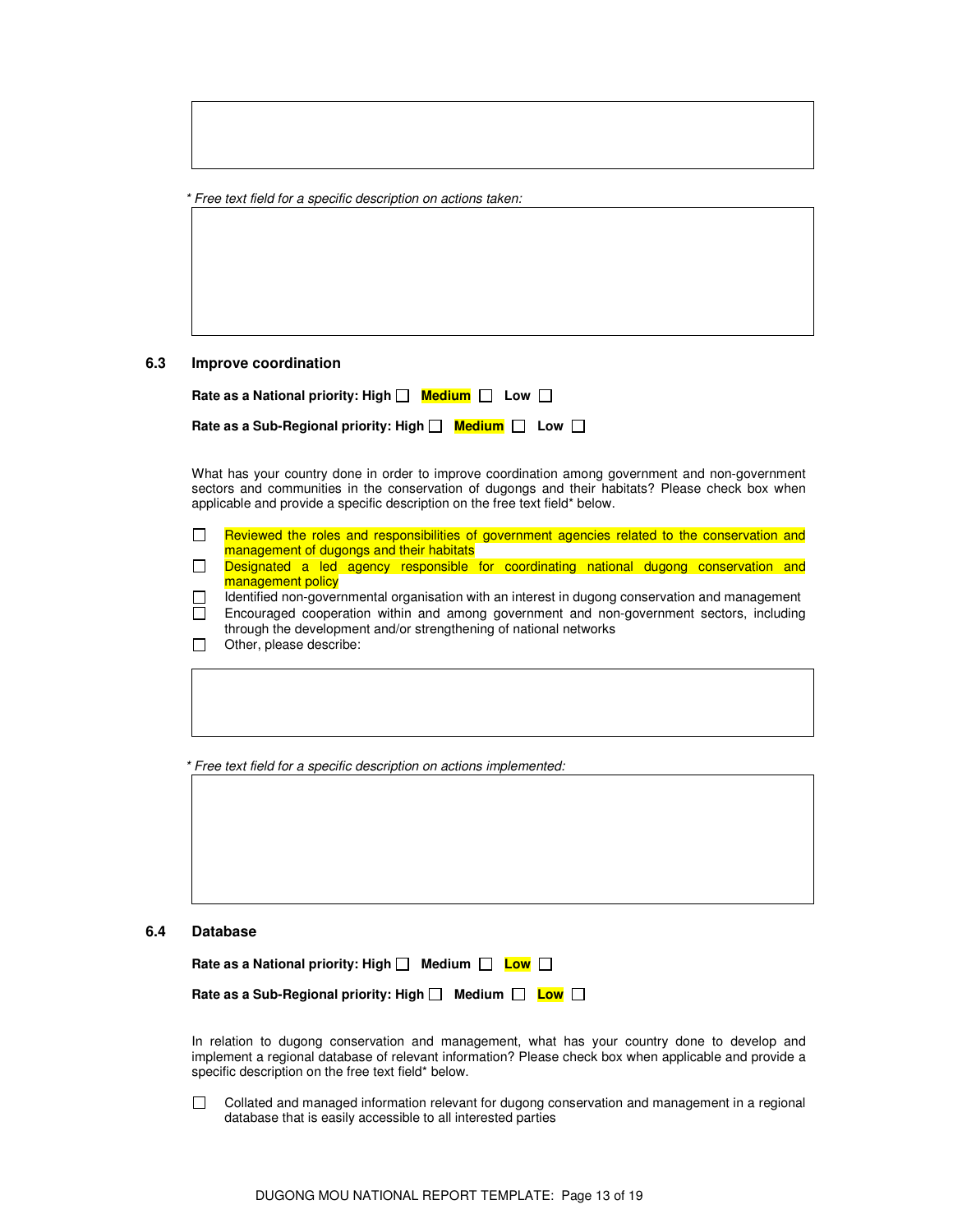* *Free text field for a specific description on actions taken:*

### 6.3 Improve coordination

**Rate as a National priority: High ☐ Medium ☐ Low ☐**

**Rate as a Sub-Regional priority: High ☐ Medium ☐ Low ☐**

What has your country done in order to improve coordination among government and non-government sectors and communities in the conservation of dugongs and their habitats? Please check box when applicable and provide a specific description on the free text field* below.

- ☐ Reviewed the roles and responsibilities of government agencies related to the conservation and management of dugongs and their habitats
- ☐ Designated a led agency responsible for coordinating national dugong conservation and management policy
- ☐ Identified non-governmental organisation with an interest in dugong conservation and management
- ☐ Encouraged cooperation within and among government and non-government sectors, including through the development and/or strengthening of national networks
- ☐ Other, please describe:

* *Free text field for a specific description on actions implemented:*

### 6.4 Database

**Rate as a National priority: High ☐ Medium ☐ Low ☐**

**Rate as a Sub-Regional priority: High ☐ Medium ☐ Low ☐**

In relation to dugong conservation and management, what has your country done to develop and implement a regional database of relevant information? Please check box when applicable and provide a specific description on the free text field* below.

- ☐ Collated and managed information relevant for dugong conservation and management in a regional database that is easily accessible to all interested parties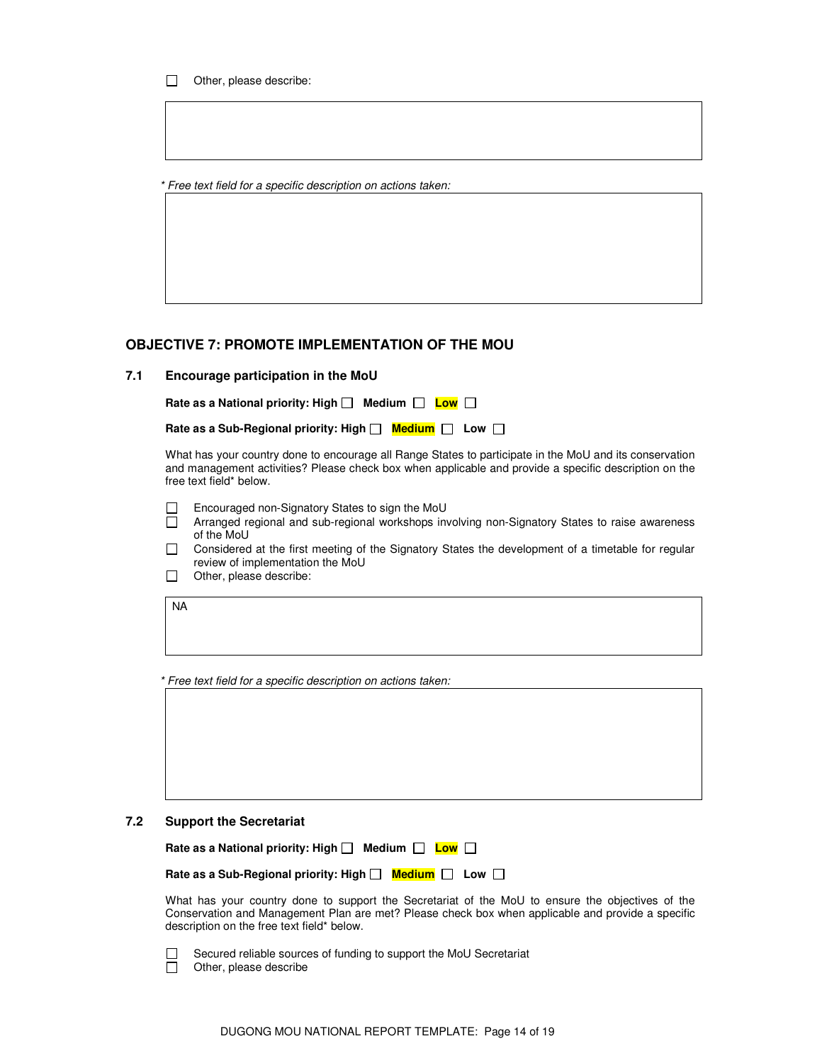☐ Other, please describe:

| |
|---|
| |

*\* Free text field for a specific description on actions taken:*

| |
|---|
| |

## OBJECTIVE 7: PROMOTE IMPLEMENTATION OF THE MOU

### 7.1 Encourage participation in the MoU

**Rate as a National priority: High ☐ Medium ☐ Low ☐**

**Rate as a Sub-Regional priority: High ☐ Medium ☐ Low ☐**

What has your country done to encourage all Range States to participate in the MoU and its conservation and management activities? Please check box when applicable and provide a specific description on the free text field* below.

☐ Encouraged non-Signatory States to sign the MoU
☐ Arranged regional and sub-regional workshops involving non-Signatory States to raise awareness of the MoU
☐ Considered at the first meeting of the Signatory States the development of a timetable for regular review of implementation the MoU
☐ Other, please describe:

| NA |
|---|

*\* Free text field for a specific description on actions taken:*

| |
|---|
| |

### 7.2 Support the Secretariat

**Rate as a National priority: High ☐ Medium ☐ Low ☐**

**Rate as a Sub-Regional priority: High ☐ Medium ☐ Low ☐**

What has your country done to support the Secretariat of the MoU to ensure the objectives of the Conservation and Management Plan are met? Please check box when applicable and provide a specific description on the free text field* below.

☐ Secured reliable sources of funding to support the MoU Secretariat
☐ Other, please describe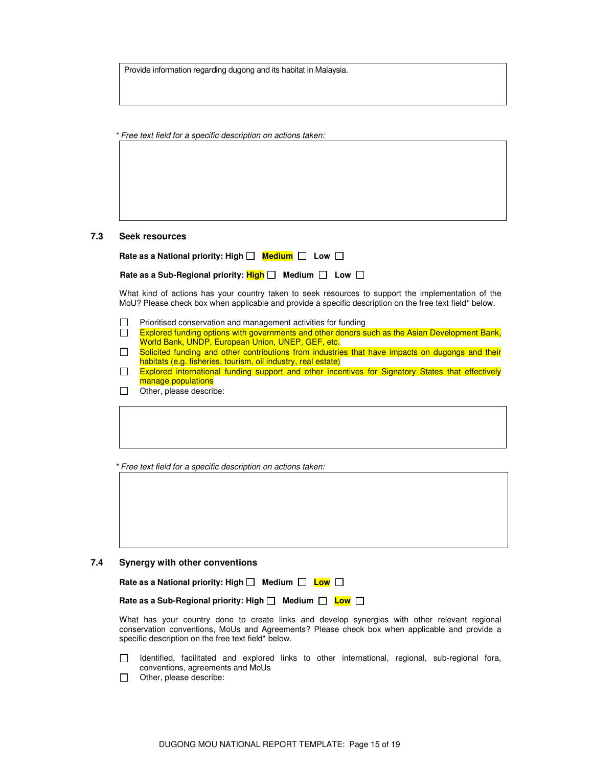Provide information regarding dugong and its habitat in Malaysia.

*\* Free text field for a specific description on actions taken:*

### 7.3 Seek resources

**Rate as a National priority: High ☐ Medium ☐ Low ☐**

**Rate as a Sub-Regional priority: High ☐ Medium ☐ Low ☐**

What kind of actions has your country taken to seek resources to support the implementation of the MoU? Please check box when applicable and provide a specific description on the free text field* below.

- ☐ Prioritised conservation and management activities for funding
- ☐ Explored funding options with governments and other donors such as the Asian Development Bank, World Bank, UNDP, European Union, UNEP, GEF, etc.
- ☐ Solicited funding and other contributions from industries that have impacts on dugongs and their habitats (e.g. fisheries, tourism, oil industry, real estate)
- ☐ Explored international funding support and other incentives for Signatory States that effectively manage populations
- ☐ Other, please describe:

*\* Free text field for a specific description on actions taken:*

### 7.4 Synergy with other conventions

**Rate as a National priority: High ☐ Medium ☐ Low ☐**

**Rate as a Sub-Regional priority: High ☐ Medium ☐ Low ☐**

What has your country done to create links and develop synergies with other relevant regional conservation conventions, MoUs and Agreements? Please check box when applicable and provide a specific description on the free text field* below.

- ☐ Identified, facilitated and explored links to other international, regional, sub-regional fora, conventions, agreements and MoUs
- ☐ Other, please describe: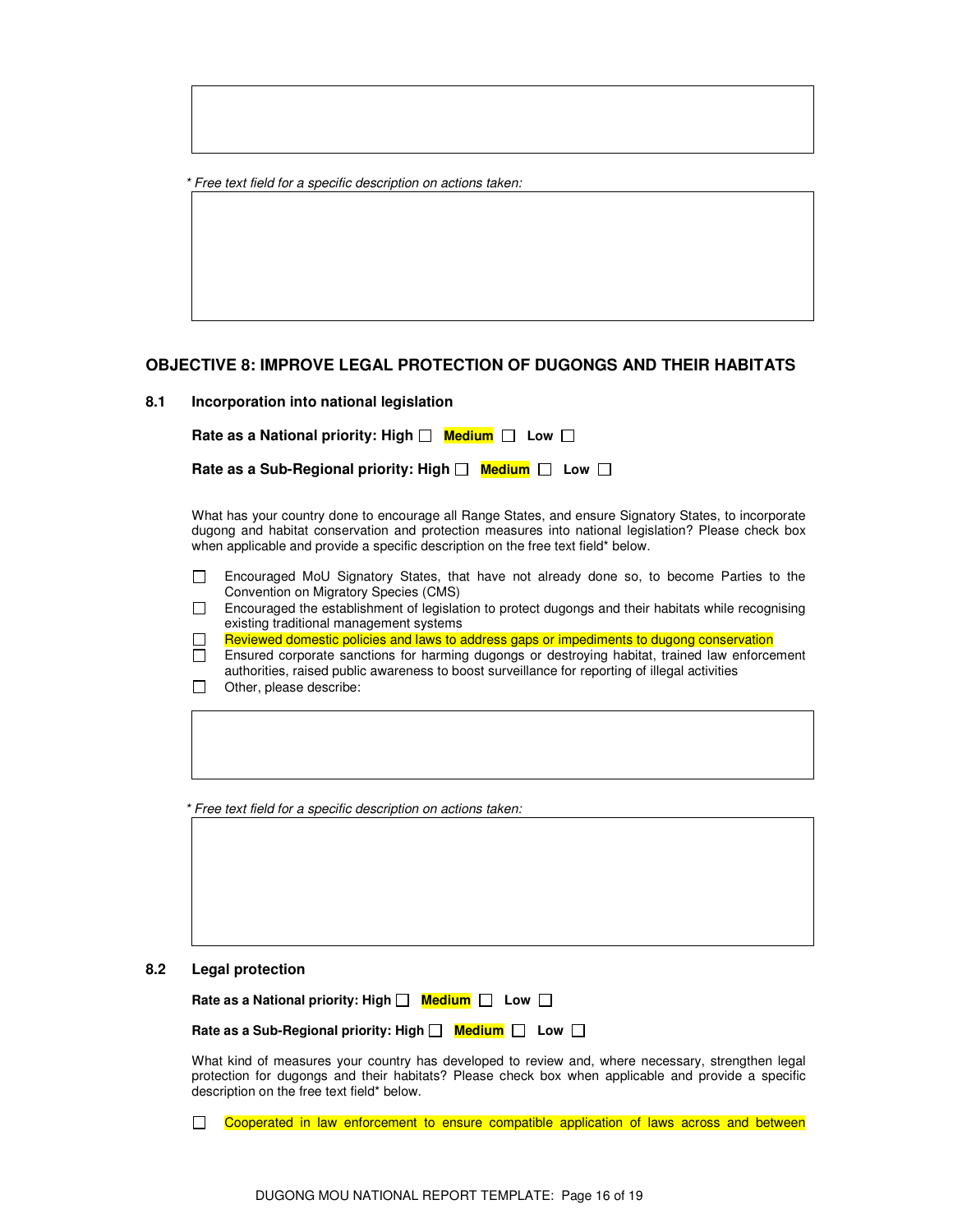* Free text field for a specific description on actions taken:

## OBJECTIVE 8: IMPROVE LEGAL PROTECTION OF DUGONGS AND THEIR HABITATS

### 8.1 Incorporation into national legislation

**Rate as a National priority: High ☐ Medium ☐ Low ☐**

**Rate as a Sub-Regional priority: High ☐ Medium ☐ Low ☐**

What has your country done to encourage all Range States, and ensure Signatory States, to incorporate dugong and habitat conservation and protection measures into national legislation? Please check box when applicable and provide a specific description on the free text field* below.

☐ Encouraged MoU Signatory States, that have not already done so, to become Parties to the Convention on Migratory Species (CMS)
☐ Encouraged the establishment of legislation to protect dugongs and their habitats while recognising existing traditional management systems
☐ Reviewed domestic policies and laws to address gaps or impediments to dugong conservation
☐ Ensured corporate sanctions for harming dugongs or destroying habitat, trained law enforcement authorities, raised public awareness to boost surveillance for reporting of illegal activities
☐ Other, please describe:

* Free text field for a specific description on actions taken:

### 8.2 Legal protection

**Rate as a National priority: High ☐ Medium ☐ Low ☐**

**Rate as a Sub-Regional priority: High ☐ Medium ☐ Low ☐**

What kind of measures your country has developed to review and, where necessary, strengthen legal protection for dugongs and their habitats? Please check box when applicable and provide a specific description on the free text field* below.

☐ Cooperated in law enforcement to ensure compatible application of laws across and between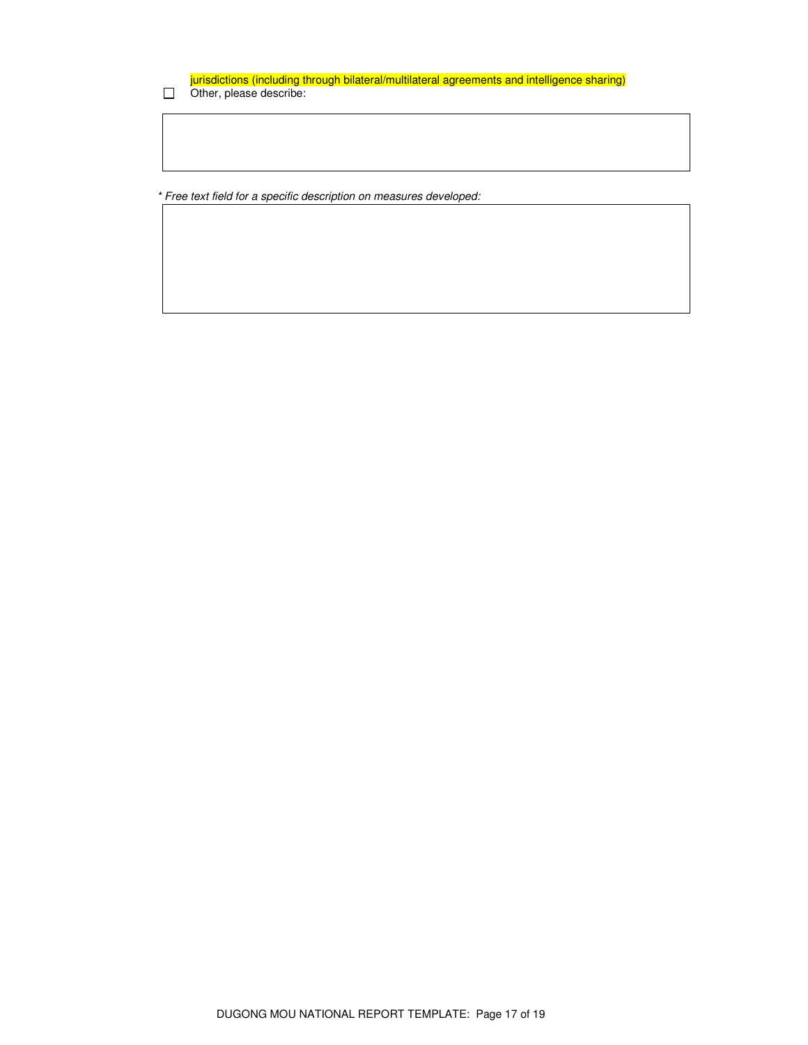jurisdictions (including through bilateral/multilateral agreements and intelligence sharing)

- [ ] Other, please describe:

| |
|---|
| |

*\* Free text field for a specific description on measures developed:*

| |
|---|
| |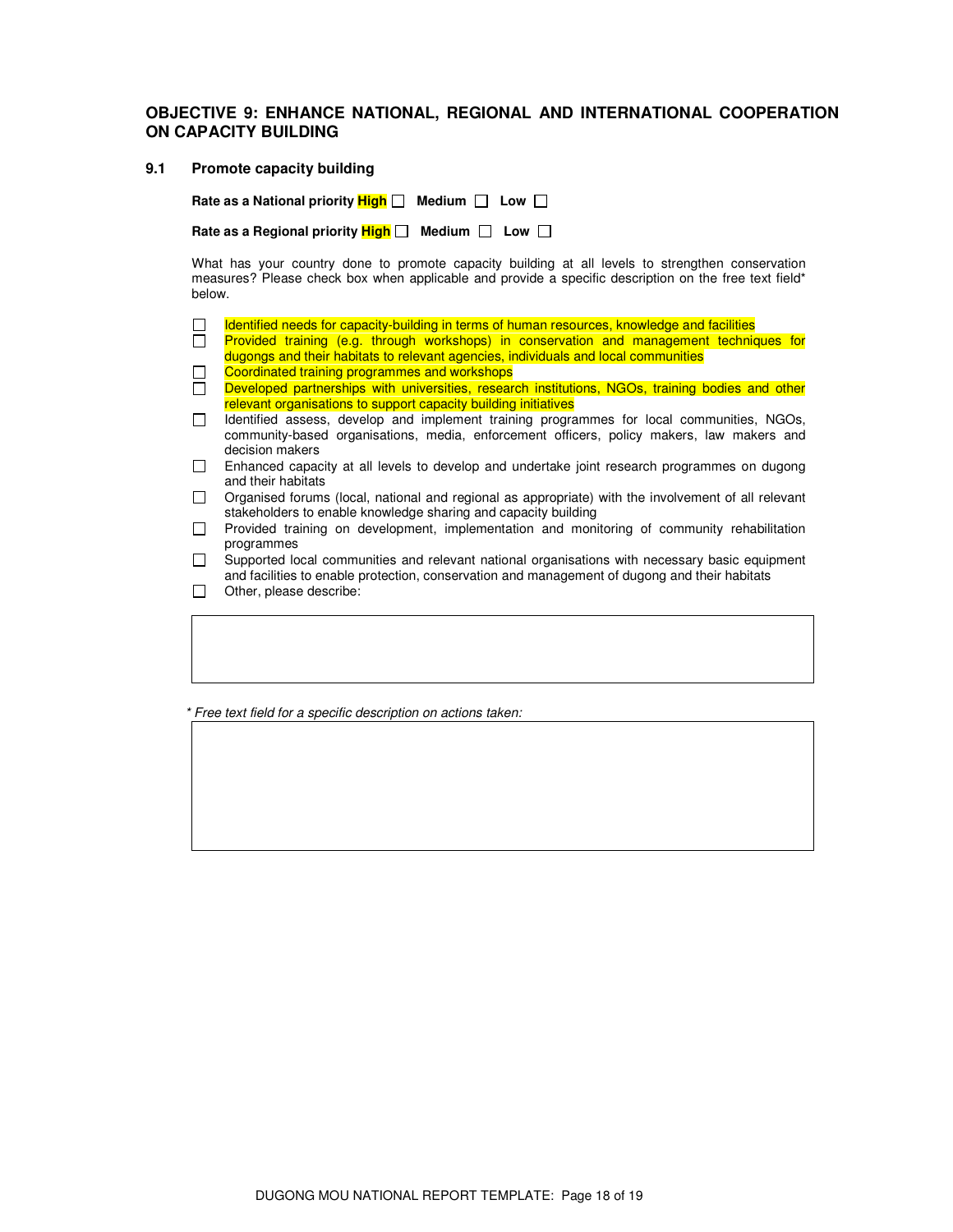## OBJECTIVE 9: ENHANCE NATIONAL, REGIONAL AND INTERNATIONAL COOPERATION ON CAPACITY BUILDING

### 9.1 Promote capacity building

**Rate as a National priority High ☐ Medium ☐ Low ☐**

**Rate as a Regional priority High ☐ Medium ☐ Low ☐**

What has your country done to promote capacity building at all levels to strengthen conservation measures? Please check box when applicable and provide a specific description on the free text field* below.

- ☐ Identified needs for capacity-building in terms of human resources, knowledge and facilities
- ☐ Provided training (e.g. through workshops) in conservation and management techniques for dugongs and their habitats to relevant agencies, individuals and local communities
- ☐ Coordinated training programmes and workshops
- ☐ Developed partnerships with universities, research institutions, NGOs, training bodies and other relevant organisations to support capacity building initiatives
- ☐ Identified assess, develop and implement training programmes for local communities, NGOs, community-based organisations, media, enforcement officers, policy makers, law makers and decision makers
- ☐ Enhanced capacity at all levels to develop and undertake joint research programmes on dugong and their habitats
- ☐ Organised forums (local, national and regional as appropriate) with the involvement of all relevant stakeholders to enable knowledge sharing and capacity building
- ☐ Provided training on development, implementation and monitoring of community rehabilitation programmes
- ☐ Supported local communities and relevant national organisations with necessary basic equipment and facilities to enable protection, conservation and management of dugong and their habitats
- ☐ Other, please describe:

| |
|---|
| |

*\* Free text field for a specific description on actions taken:*

| |
|---|
| |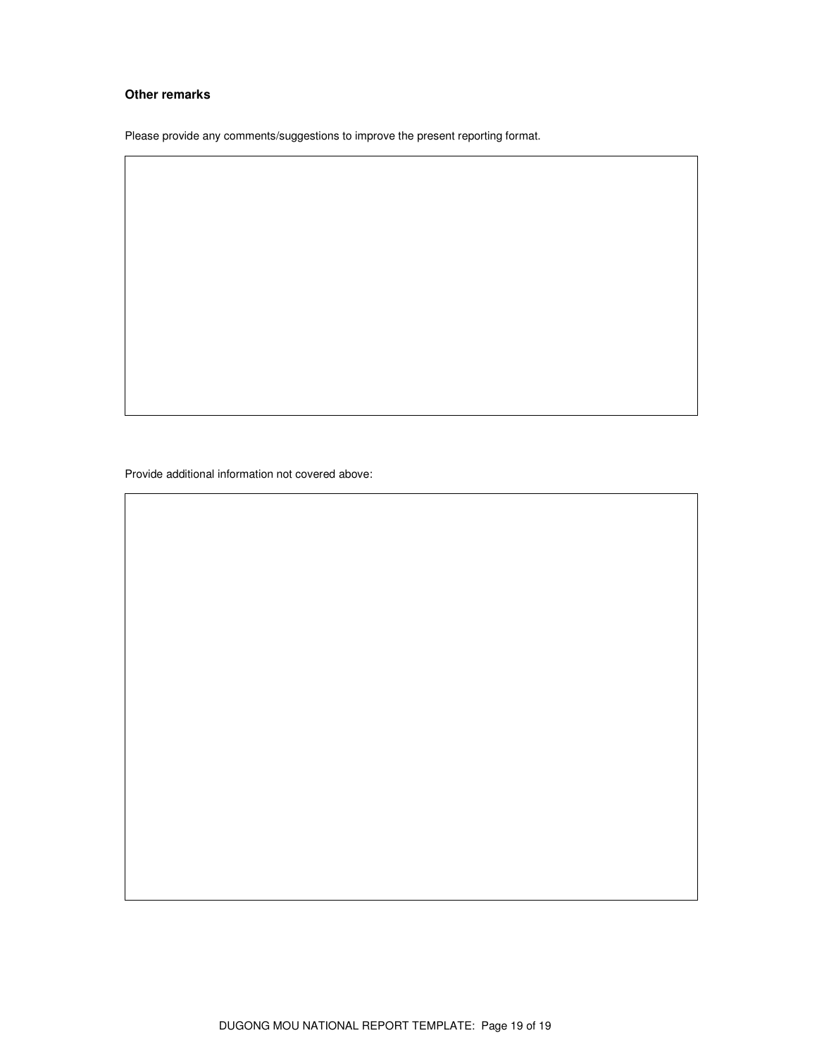### Other remarks

Please provide any comments/suggestions to improve the present reporting format.

| |
|---|
| |

Provide additional information not covered above:

| |
|---|
| |